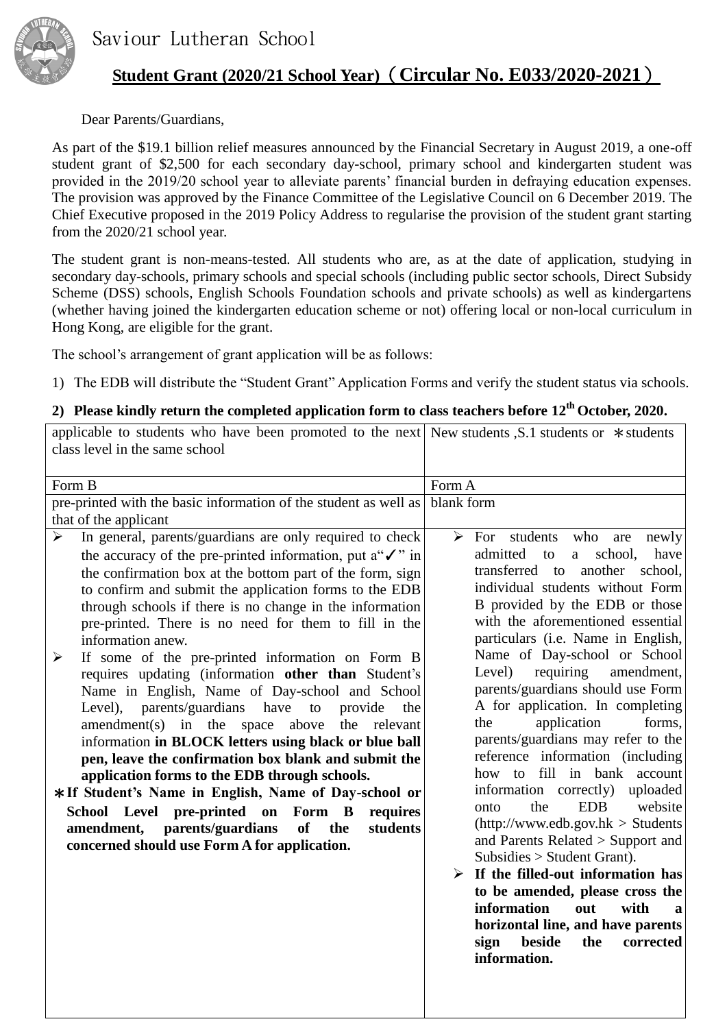Saviour Lutheran School

## Student Grant (2020/21 School Year)（Circular No. E033/2020-2021）

Dear Parents/Guardians,

As part of the $19.1 billion relief measures announced by the Financial Secretary in August 2019, a one-off student grant of $2,500 for each secondary day-school, primary school and kindergarten student was provided in the 2019/20 school year to alleviate parents' financial burden in defraying education expenses. The provision was approved by the Finance Committee of the Legislative Council on 6 December 2019. The Chief Executive proposed in the 2019 Policy Address to regularise the provision of the student grant starting from the 2020/21 school year.

The student grant is non-means-tested. All students who are, as at the date of application, studying in secondary day-schools, primary schools and special schools (including public sector schools, Direct Subsidy Scheme (DSS) schools, English Schools Foundation schools and private schools) as well as kindergartens (whether having joined the kindergarten education scheme or not) offering local or non-local curriculum in Hong Kong, are eligible for the grant.

The school's arrangement of grant application will be as follows:

1) The EDB will distribute the "Student Grant" Application Forms and verify the student status via schools.

**2) Please kindly return the completed application form to class teachers before 12th October, 2020.**

| applicable to students who have been promoted to the next class level in the same school | New students ,S.1 students or ＊students |
|---|---|
| Form B | Form A |
| pre-printed with the basic information of the student as well as that of the applicant | blank form |
| ➢ In general, parents/guardians are only required to check the accuracy of the pre-printed information, put a"✓" in the confirmation box at the bottom part of the form, sign to confirm and submit the application forms to the EDB through schools if there is no change in the information pre-printed. There is no need for them to fill in the information anew.<br>➢ If some of the pre-printed information on Form B requires updating (information **other than** Student's Name in English, Name of Day-school and School Level), parents/guardians have to provide the amendment(s) in the space above the relevant information **in BLOCK letters using black or blue ball pen, leave the confirmation box blank and submit the application forms to the EDB through schools.**<br>**＊If Student's Name in English, Name of Day-school or School Level pre-printed on Form B requires amendment, parents/guardians of the students concerned should use Form A for application.** | ➢ For students who are newly admitted to a school, have transferred to another school, individual students without Form B provided by the EDB or those with the aforementioned essential particulars (i.e. Name in English, Name of Day-school or School Level) requiring amendment, parents/guardians should use Form A for application. In completing the application forms, parents/guardians may refer to the reference information (including how to fill in bank account information correctly) uploaded onto the EDB website (http://www.edb.gov.hk > Students and Parents Related > Support and Subsidies > Student Grant).<br>➢ **If the filled-out information has to be amended, please cross the information out with a horizontal line, and have parents sign beside the corrected information.** |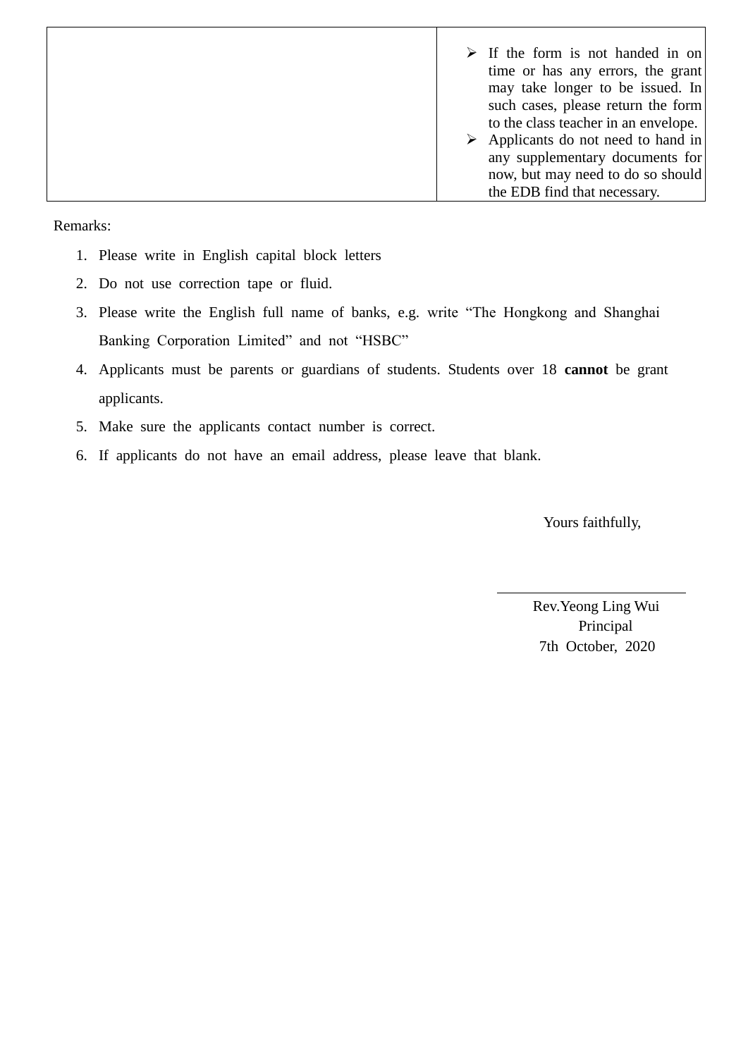| | |
|---|---|
| | ➢ If the form is not handed in on time or has any errors, the grant may take longer to be issued. In such cases, please return the form to the class teacher in an envelope.<br>➢ Applicants do not need to hand in any supplementary documents for now, but may need to do so should the EDB find that necessary. |

Remarks:

1. Please write in English capital block letters
2. Do not use correction tape or fluid.
3. Please write the English full name of banks, e.g. write “The Hongkong and Shanghai Banking Corporation Limited” and not “HSBC”
4. Applicants must be parents or guardians of students. Students over 18 **cannot** be grant applicants.
5. Make sure the applicants contact number is correct.
6. If applicants do not have an email address, please leave that blank.

Yours faithfully,

Rev.Yeong Ling Wui
Principal
7th October, 2020